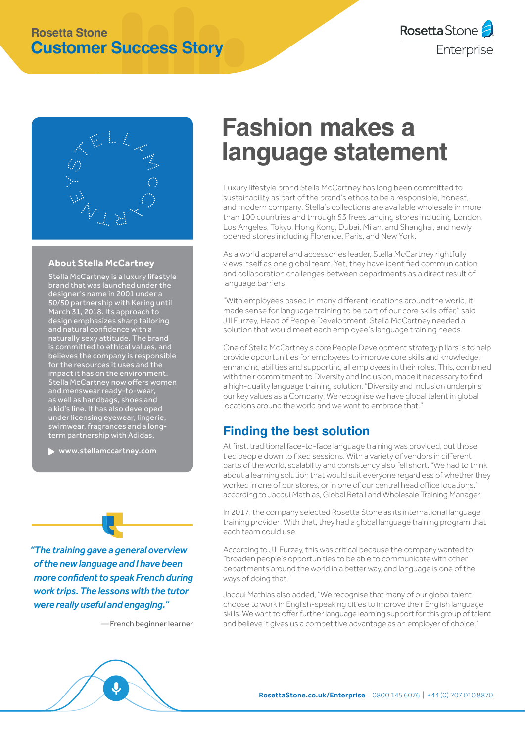Rosetta Stone

**Customer Success Story**

# Fashion makes a language statement

Luxury lifestyle brand Stella McCartney has long been committed to sustainability as part of the brand's ethos to be a responsible, honest, and modern company. Stella's collections are available wholesale in more than 100 countries and through 53 freestanding stores including London, Los Angeles, Tokyo, Hong Kong, Dubai, Milan, and Shanghai, and newly opened stores including Florence, Paris, and New York.

As a world apparel and accessories leader, Stella McCartney rightfully views itself as one global team. Yet, they have identified communication and collaboration challenges between departments as a direct result of language barriers.

"With employees based in many different locations around the world, it made sense for language training to be part of our core skills offer," said Jill Furzey, Head of People Development. Stella McCartney needed a solution that would meet each employee's language training needs.

One of Stella McCartney's core People Development strategy pillars is to help provide opportunities for employees to improve core skills and knowledge, enhancing abilities and supporting all employees in their roles. This, combined with their commitment to Diversity and Inclusion, made it necessary to find a high-quality language training solution. "Diversity and Inclusion underpins our key values as a Company. We recognise we have global talent in global locations around the world and we want to embrace that."

## Finding the best solution

At first, traditional face-to-face language training was provided, but those tied people down to fixed sessions. With a variety of vendors in different parts of the world, scalability and consistency also fell short. "We had to think about a learning solution that would suit everyone regardless of whether they worked in one of our stores, or in one of our central head office locations," according to Jacqui Mathias, Global Retail and Wholesale Training Manager.

In 2017, the company selected Rosetta Stone as its international language training provider. With that, they had a global language training program that each team could use.

According to Jill Furzey, this was critical because the company wanted to "broaden people's opportunities to be able to communicate with other departments around the world in a better way, and language is one of the ways of doing that."

Jacqui Mathias also added, "We recognise that many of our global talent choose to work in English-speaking cities to improve their English language skills. We want to offer further language learning support for this group of talent and believe it gives us a competitive advantage as an employer of choice."

### About Stella McCartney

Stella McCartney is a luxury lifestyle brand that was launched under the designer's name in 2001 under a 50/50 partnership with Kering until March 31, 2018. Its approach to design emphasizes sharp tailoring and natural confidence with a naturally sexy attitude. The brand is committed to ethical values, and believes the company is responsible for the resources it uses and the impact it has on the environment. Stella McCartney now offers women and menswear ready-to-wear, as well as handbags, shoes and a kid's line. It has also developed under licensing eyewear, lingerie, swimwear, fragrances and a long-term partnership with Adidas.

www.stellamccartney.com

*"The training gave a general overview of the new language and I have been more confident to speak French during work trips. The lessons with the tutor were really useful and engaging."*

—French beginner learner

RosettaStone.co.uk/Enterprise | 0800 145 6076 | +44 (0) 207 010 8870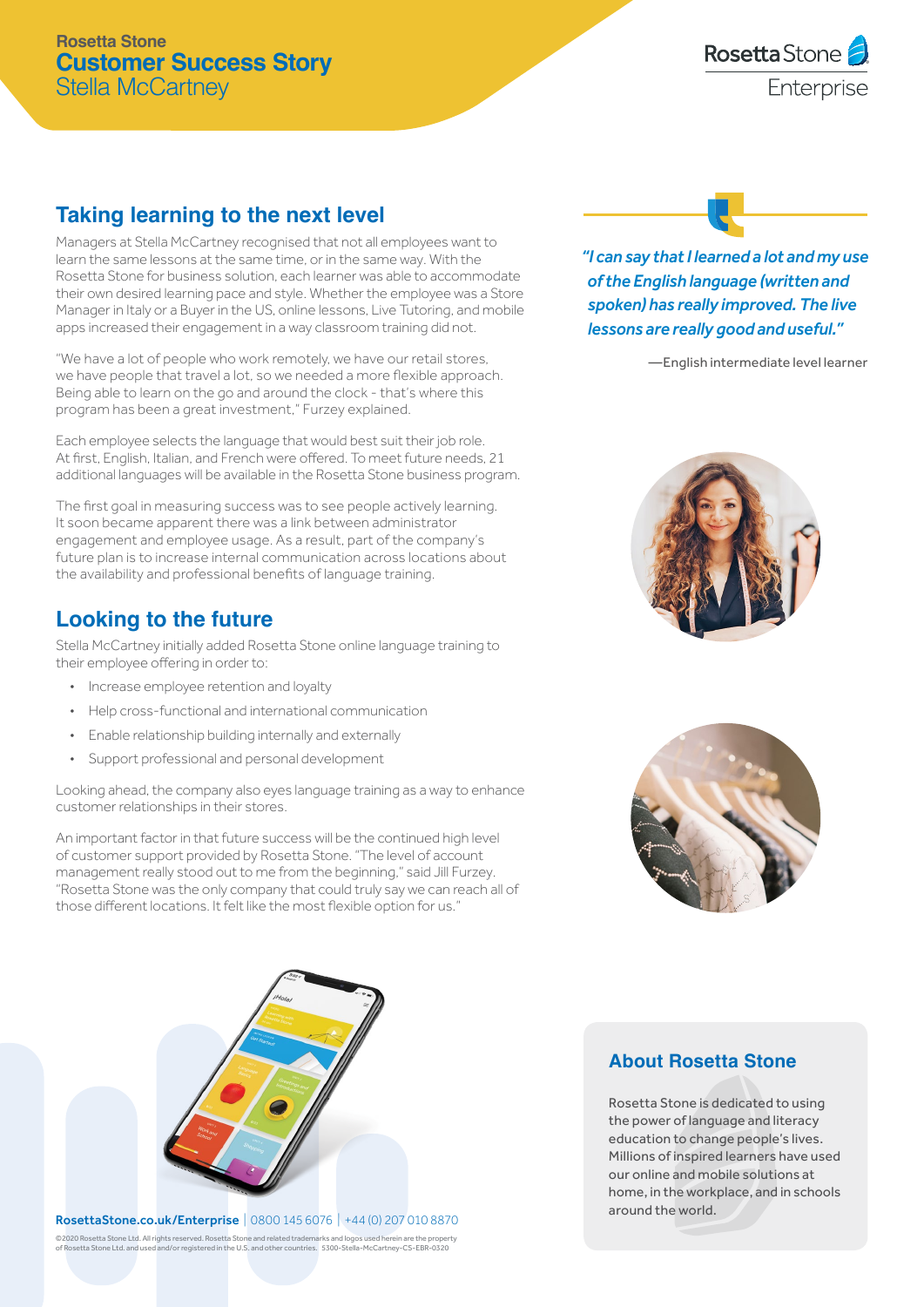Rosetta Stone
**Customer Success Story**
Stella McCartney

Rosetta Stone Enterprise

## Taking learning to the next level

Managers at Stella McCartney recognised that not all employees want to learn the same lessons at the same time, or in the same way. With the Rosetta Stone for business solution, each learner was able to accommodate their own desired learning pace and style. Whether the employee was a Store Manager in Italy or a Buyer in the US, online lessons, Live Tutoring, and mobile apps increased their engagement in a way classroom training did not.

"We have a lot of people who work remotely, we have our retail stores, we have people that travel a lot, so we needed a more flexible approach. Being able to learn on the go and around the clock - that's where this program has been a great investment," Furzey explained.

Each employee selects the language that would best suit their job role. At first, English, Italian, and French were offered. To meet future needs, 21 additional languages will be available in the Rosetta Stone business program.

The first goal in measuring success was to see people actively learning. It soon became apparent there was a link between administrator engagement and employee usage. As a result, part of the company's future plan is to increase internal communication across locations about the availability and professional benefits of language training.

## Looking to the future

Stella McCartney initially added Rosetta Stone online language training to their employee offering in order to:

- Increase employee retention and loyalty
- Help cross-functional and international communication
- Enable relationship building internally and externally
- Support professional and personal development

Looking ahead, the company also eyes language training as a way to enhance customer relationships in their stores.

An important factor in that future success will be the continued high level of customer support provided by Rosetta Stone. "The level of account management really stood out to me from the beginning," said Jill Furzey. "Rosetta Stone was the only company that could truly say we can reach all of those different locations. It felt like the most flexible option for us."

*"I can say that I learned a lot and my use of the English language (written and spoken) has really improved. The live lessons are really good and useful."*

—English intermediate level learner

## About Rosetta Stone

Rosetta Stone is dedicated to using the power of language and literacy education to change people's lives. Millions of inspired learners have used our online and mobile solutions at home, in the workplace, and in schools around the world.

**RosettaStone.co.uk/Enterprise** | 0800 145 6076 | +44 (0) 207 010 8870

©2020 Rosetta Stone Ltd. All rights reserved. Rosetta Stone and related trademarks and logos used herein are the property of Rosetta Stone Ltd. and used and/or registered in the U.S. and other countries. 5300-Stella-McCartney-CS-EBR-0320